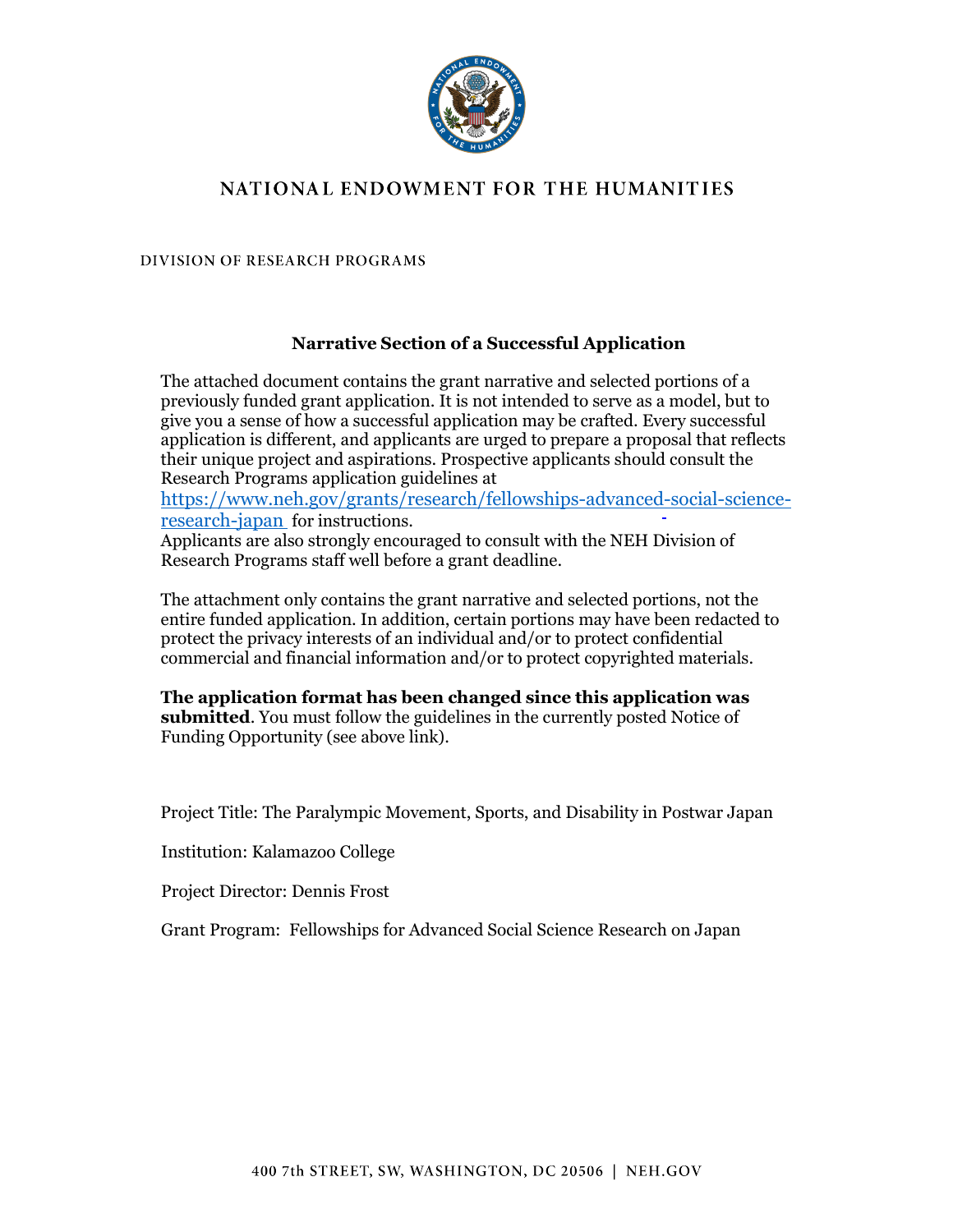# NATIONAL ENDOWMENT FOR THE HUMANITIES

DIVISION OF RESEARCH PROGRAMS

## Narrative Section of a Successful Application

The attached document contains the grant narrative and selected portions of a previously funded grant application. It is not intended to serve as a model, but to give you a sense of how a successful application may be crafted. Every successful application is different, and applicants are urged to prepare a proposal that reflects their unique project and aspirations. Prospective applicants should consult the Research Programs application guidelines at https://www.neh.gov/grants/research/fellowships-advanced-social-science-research-japan for instructions.
Applicants are also strongly encouraged to consult with the NEH Division of Research Programs staff well before a grant deadline.

The attachment only contains the grant narrative and selected portions, not the entire funded application. In addition, certain portions may have been redacted to protect the privacy interests of an individual and/or to protect confidential commercial and financial information and/or to protect copyrighted materials.

**The application format has been changed since this application was submitted**. You must follow the guidelines in the currently posted Notice of Funding Opportunity (see above link).

Project Title: The Paralympic Movement, Sports, and Disability in Postwar Japan

Institution: Kalamazoo College

Project Director: Dennis Frost

Grant Program: Fellowships for Advanced Social Science Research on Japan

400 7th STREET, SW, WASHINGTON, DC 20506 | NEH.GOV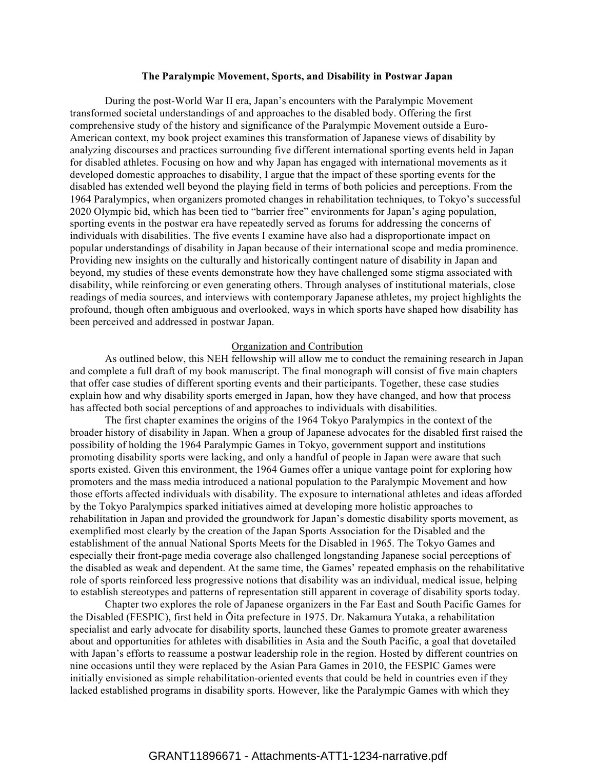**The Paralympic Movement, Sports, and Disability in Postwar Japan**

During the post-World War II era, Japan's encounters with the Paralympic Movement transformed societal understandings of and approaches to the disabled body. Offering the first comprehensive study of the history and significance of the Paralympic Movement outside a Euro-American context, my book project examines this transformation of Japanese views of disability by analyzing discourses and practices surrounding five different international sporting events held in Japan for disabled athletes. Focusing on how and why Japan has engaged with international movements as it developed domestic approaches to disability, I argue that the impact of these sporting events for the disabled has extended well beyond the playing field in terms of both policies and perceptions. From the 1964 Paralympics, when organizers promoted changes in rehabilitation techniques, to Tokyo's successful 2020 Olympic bid, which has been tied to "barrier free" environments for Japan's aging population, sporting events in the postwar era have repeatedly served as forums for addressing the concerns of individuals with disabilities. The five events I examine have also had a disproportionate impact on popular understandings of disability in Japan because of their international scope and media prominence. Providing new insights on the culturally and historically contingent nature of disability in Japan and beyond, my studies of these events demonstrate how they have challenged some stigma associated with disability, while reinforcing or even generating others. Through analyses of institutional materials, close readings of media sources, and interviews with contemporary Japanese athletes, my project highlights the profound, though often ambiguous and overlooked, ways in which sports have shaped how disability has been perceived and addressed in postwar Japan.

## Organization and Contribution

As outlined below, this NEH fellowship will allow me to conduct the remaining research in Japan and complete a full draft of my book manuscript. The final monograph will consist of five main chapters that offer case studies of different sporting events and their participants. Together, these case studies explain how and why disability sports emerged in Japan, how they have changed, and how that process has affected both social perceptions of and approaches to individuals with disabilities.

The first chapter examines the origins of the 1964 Tokyo Paralympics in the context of the broader history of disability in Japan. When a group of Japanese advocates for the disabled first raised the possibility of holding the 1964 Paralympic Games in Tokyo, government support and institutions promoting disability sports were lacking, and only a handful of people in Japan were aware that such sports existed. Given this environment, the 1964 Games offer a unique vantage point for exploring how promoters and the mass media introduced a national population to the Paralympic Movement and how those efforts affected individuals with disability. The exposure to international athletes and ideas afforded by the Tokyo Paralympics sparked initiatives aimed at developing more holistic approaches to rehabilitation in Japan and provided the groundwork for Japan's domestic disability sports movement, as exemplified most clearly by the creation of the Japan Sports Association for the Disabled and the establishment of the annual National Sports Meets for the Disabled in 1965. The Tokyo Games and especially their front-page media coverage also challenged longstanding Japanese social perceptions of the disabled as weak and dependent. At the same time, the Games' repeated emphasis on the rehabilitative role of sports reinforced less progressive notions that disability was an individual, medical issue, helping to establish stereotypes and patterns of representation still apparent in coverage of disability sports today.

Chapter two explores the role of Japanese organizers in the Far East and South Pacific Games for the Disabled (FESPIC), first held in Ōita prefecture in 1975. Dr. Nakamura Yutaka, a rehabilitation specialist and early advocate for disability sports, launched these Games to promote greater awareness about and opportunities for athletes with disabilities in Asia and the South Pacific, a goal that dovetailed with Japan's efforts to reassume a postwar leadership role in the region. Hosted by different countries on nine occasions until they were replaced by the Asian Para Games in 2010, the FESPIC Games were initially envisioned as simple rehabilitation-oriented events that could be held in countries even if they lacked established programs in disability sports. However, like the Paralympic Games with which they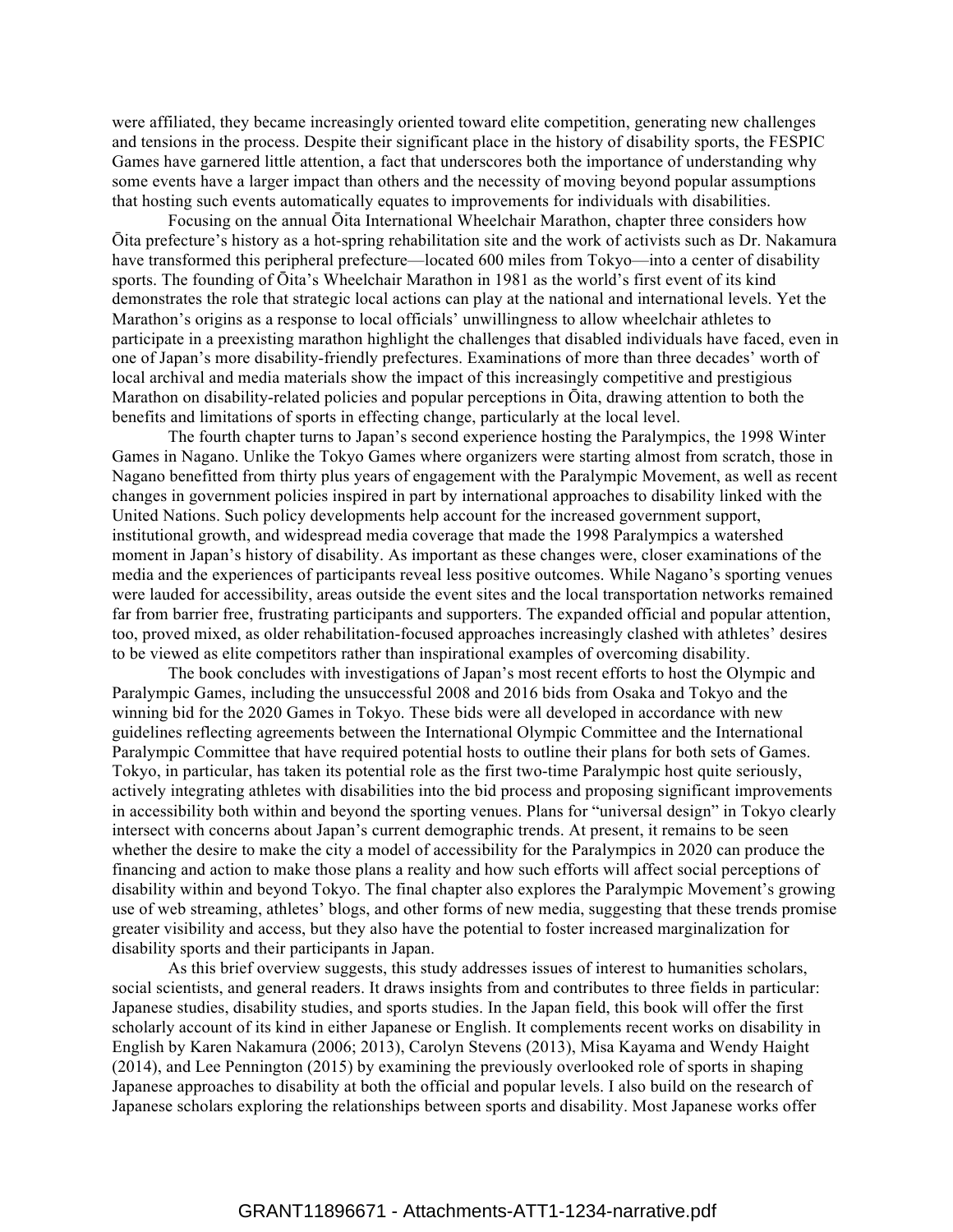were affiliated, they became increasingly oriented toward elite competition, generating new challenges and tensions in the process. Despite their significant place in the history of disability sports, the FESPIC Games have garnered little attention, a fact that underscores both the importance of understanding why some events have a larger impact than others and the necessity of moving beyond popular assumptions that hosting such events automatically equates to improvements for individuals with disabilities.

Focusing on the annual Ōita International Wheelchair Marathon, chapter three considers how Ōita prefecture's history as a hot-spring rehabilitation site and the work of activists such as Dr. Nakamura have transformed this peripheral prefecture—located 600 miles from Tokyo—into a center of disability sports. The founding of Ōita's Wheelchair Marathon in 1981 as the world's first event of its kind demonstrates the role that strategic local actions can play at the national and international levels. Yet the Marathon's origins as a response to local officials' unwillingness to allow wheelchair athletes to participate in a preexisting marathon highlight the challenges that disabled individuals have faced, even in one of Japan's more disability-friendly prefectures. Examinations of more than three decades' worth of local archival and media materials show the impact of this increasingly competitive and prestigious Marathon on disability-related policies and popular perceptions in Ōita, drawing attention to both the benefits and limitations of sports in effecting change, particularly at the local level.

The fourth chapter turns to Japan's second experience hosting the Paralympics, the 1998 Winter Games in Nagano. Unlike the Tokyo Games where organizers were starting almost from scratch, those in Nagano benefitted from thirty plus years of engagement with the Paralympic Movement, as well as recent changes in government policies inspired in part by international approaches to disability linked with the United Nations. Such policy developments help account for the increased government support, institutional growth, and widespread media coverage that made the 1998 Paralympics a watershed moment in Japan's history of disability. As important as these changes were, closer examinations of the media and the experiences of participants reveal less positive outcomes. While Nagano's sporting venues were lauded for accessibility, areas outside the event sites and the local transportation networks remained far from barrier free, frustrating participants and supporters. The expanded official and popular attention, too, proved mixed, as older rehabilitation-focused approaches increasingly clashed with athletes' desires to be viewed as elite competitors rather than inspirational examples of overcoming disability.

The book concludes with investigations of Japan's most recent efforts to host the Olympic and Paralympic Games, including the unsuccessful 2008 and 2016 bids from Osaka and Tokyo and the winning bid for the 2020 Games in Tokyo. These bids were all developed in accordance with new guidelines reflecting agreements between the International Olympic Committee and the International Paralympic Committee that have required potential hosts to outline their plans for both sets of Games. Tokyo, in particular, has taken its potential role as the first two-time Paralympic host quite seriously, actively integrating athletes with disabilities into the bid process and proposing significant improvements in accessibility both within and beyond the sporting venues. Plans for "universal design" in Tokyo clearly intersect with concerns about Japan's current demographic trends. At present, it remains to be seen whether the desire to make the city a model of accessibility for the Paralympics in 2020 can produce the financing and action to make those plans a reality and how such efforts will affect social perceptions of disability within and beyond Tokyo. The final chapter also explores the Paralympic Movement's growing use of web streaming, athletes' blogs, and other forms of new media, suggesting that these trends promise greater visibility and access, but they also have the potential to foster increased marginalization for disability sports and their participants in Japan.

As this brief overview suggests, this study addresses issues of interest to humanities scholars, social scientists, and general readers. It draws insights from and contributes to three fields in particular: Japanese studies, disability studies, and sports studies. In the Japan field, this book will offer the first scholarly account of its kind in either Japanese or English. It complements recent works on disability in English by Karen Nakamura (2006; 2013), Carolyn Stevens (2013), Misa Kayama and Wendy Haight (2014), and Lee Pennington (2015) by examining the previously overlooked role of sports in shaping Japanese approaches to disability at both the official and popular levels. I also build on the research of Japanese scholars exploring the relationships between sports and disability. Most Japanese works offer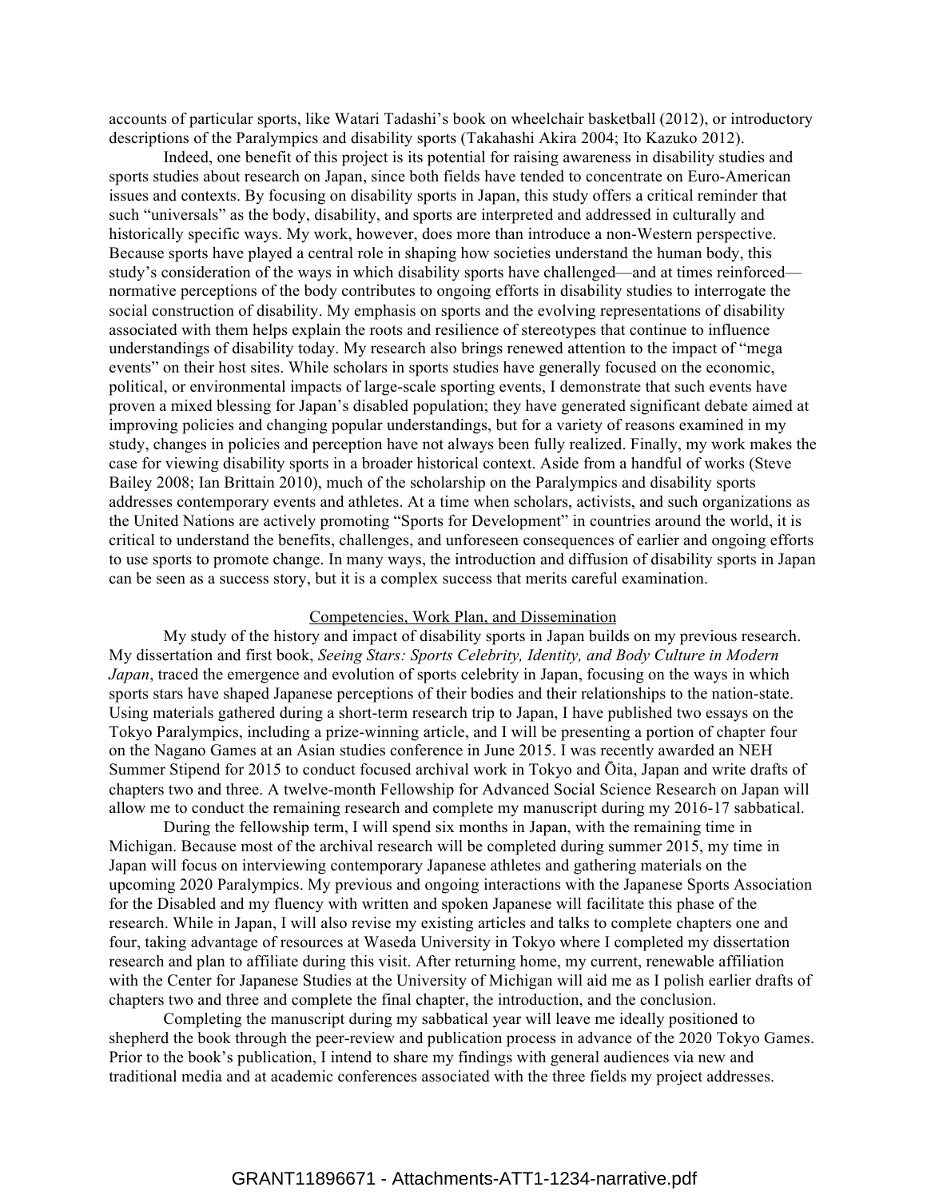accounts of particular sports, like Watari Tadashi's book on wheelchair basketball (2012), or introductory descriptions of the Paralympics and disability sports (Takahashi Akira 2004; Ito Kazuko 2012).

Indeed, one benefit of this project is its potential for raising awareness in disability studies and sports studies about research on Japan, since both fields have tended to concentrate on Euro-American issues and contexts. By focusing on disability sports in Japan, this study offers a critical reminder that such "universals" as the body, disability, and sports are interpreted and addressed in culturally and historically specific ways. My work, however, does more than introduce a non-Western perspective. Because sports have played a central role in shaping how societies understand the human body, this study's consideration of the ways in which disability sports have challenged—and at times reinforced—normative perceptions of the body contributes to ongoing efforts in disability studies to interrogate the social construction of disability. My emphasis on sports and the evolving representations of disability associated with them helps explain the roots and resilience of stereotypes that continue to influence understandings of disability today. My research also brings renewed attention to the impact of "mega events" on their host sites. While scholars in sports studies have generally focused on the economic, political, or environmental impacts of large-scale sporting events, I demonstrate that such events have proven a mixed blessing for Japan's disabled population; they have generated significant debate aimed at improving policies and changing popular understandings, but for a variety of reasons examined in my study, changes in policies and perception have not always been fully realized. Finally, my work makes the case for viewing disability sports in a broader historical context. Aside from a handful of works (Steve Bailey 2008; Ian Brittain 2010), much of the scholarship on the Paralympics and disability sports addresses contemporary events and athletes. At a time when scholars, activists, and such organizations as the United Nations are actively promoting "Sports for Development" in countries around the world, it is critical to understand the benefits, challenges, and unforeseen consequences of earlier and ongoing efforts to use sports to promote change. In many ways, the introduction and diffusion of disability sports in Japan can be seen as a success story, but it is a complex success that merits careful examination.

## Competencies, Work Plan, and Dissemination

My study of the history and impact of disability sports in Japan builds on my previous research. My dissertation and first book, *Seeing Stars: Sports Celebrity, Identity, and Body Culture in Modern Japan*, traced the emergence and evolution of sports celebrity in Japan, focusing on the ways in which sports stars have shaped Japanese perceptions of their bodies and their relationships to the nation-state. Using materials gathered during a short-term research trip to Japan, I have published two essays on the Tokyo Paralympics, including a prize-winning article, and I will be presenting a portion of chapter four on the Nagano Games at an Asian studies conference in June 2015. I was recently awarded an NEH Summer Stipend for 2015 to conduct focused archival work in Tokyo and Ōita, Japan and write drafts of chapters two and three. A twelve-month Fellowship for Advanced Social Science Research on Japan will allow me to conduct the remaining research and complete my manuscript during my 2016-17 sabbatical.

During the fellowship term, I will spend six months in Japan, with the remaining time in Michigan. Because most of the archival research will be completed during summer 2015, my time in Japan will focus on interviewing contemporary Japanese athletes and gathering materials on the upcoming 2020 Paralympics. My previous and ongoing interactions with the Japanese Sports Association for the Disabled and my fluency with written and spoken Japanese will facilitate this phase of the research. While in Japan, I will also revise my existing articles and talks to complete chapters one and four, taking advantage of resources at Waseda University in Tokyo where I completed my dissertation research and plan to affiliate during this visit. After returning home, my current, renewable affiliation with the Center for Japanese Studies at the University of Michigan will aid me as I polish earlier drafts of chapters two and three and complete the final chapter, the introduction, and the conclusion.

Completing the manuscript during my sabbatical year will leave me ideally positioned to shepherd the book through the peer-review and publication process in advance of the 2020 Tokyo Games. Prior to the book's publication, I intend to share my findings with general audiences via new and traditional media and at academic conferences associated with the three fields my project addresses.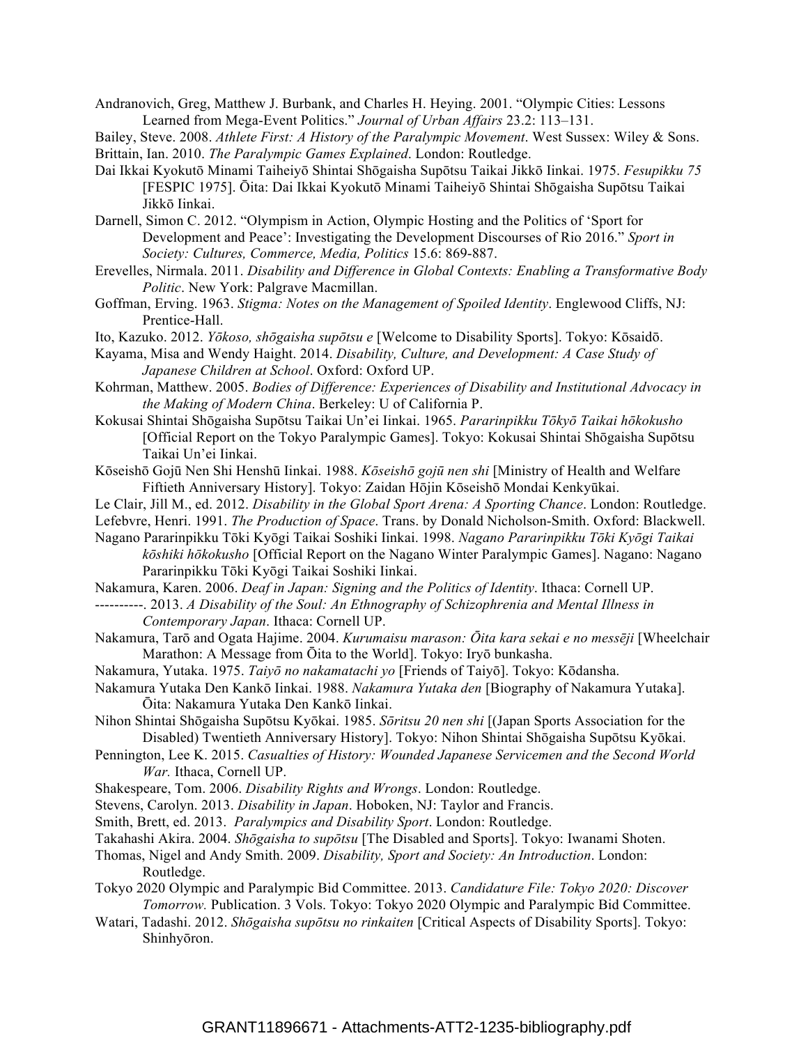Andranovich, Greg, Matthew J. Burbank, and Charles H. Heying. 2001. "Olympic Cities: Lessons Learned from Mega-Event Politics." *Journal of Urban Affairs* 23.2: 113–131.

Bailey, Steve. 2008. *Athlete First: A History of the Paralympic Movement*. West Sussex: Wiley & Sons.

Brittain, Ian. 2010. *The Paralympic Games Explained*. London: Routledge.

Dai Ikkai Kyokutō Minami Taiheiyō Shintai Shōgaisha Supōtsu Taikai Jikkō Iinkai. 1975. *Fesupikku 75* [FESPIC 1975]. Ōita: Dai Ikkai Kyokutō Minami Taiheiyō Shintai Shōgaisha Supōtsu Taikai Jikkō Iinkai.

Darnell, Simon C. 2012. "Olympism in Action, Olympic Hosting and the Politics of 'Sport for Development and Peace': Investigating the Development Discourses of Rio 2016." *Sport in Society: Cultures, Commerce, Media, Politics* 15.6: 869-887.

Erevelles, Nirmala. 2011. *Disability and Difference in Global Contexts: Enabling a Transformative Body Politic*. New York: Palgrave Macmillan.

Goffman, Erving. 1963. *Stigma: Notes on the Management of Spoiled Identity*. Englewood Cliffs, NJ: Prentice-Hall.

Ito, Kazuko. 2012. *Yōkoso, shōgaisha supōtsu e* [Welcome to Disability Sports]. Tokyo: Kōsaidō.

Kayama, Misa and Wendy Haight. 2014. *Disability, Culture, and Development: A Case Study of Japanese Children at School*. Oxford: Oxford UP.

Kohrman, Matthew. 2005. *Bodies of Difference: Experiences of Disability and Institutional Advocacy in the Making of Modern China*. Berkeley: U of California P.

Kokusai Shintai Shōgaisha Supōtsu Taikai Un'ei Iinkai. 1965. *Pararinpikku Tōkyō Taikai hōkokusho* [Official Report on the Tokyo Paralympic Games]. Tokyo: Kokusai Shintai Shōgaisha Supōtsu Taikai Un'ei Iinkai.

Kōseishō Gojū Nen Shi Henshū Iinkai. 1988. *Kōseishō gojū nen shi* [Ministry of Health and Welfare Fiftieth Anniversary History]. Tokyo: Zaidan Hōjin Kōseishō Mondai Kenkyūkai.

Le Clair, Jill M., ed. 2012. *Disability in the Global Sport Arena: A Sporting Chance*. London: Routledge.

Lefebvre, Henri. 1991. *The Production of Space*. Trans. by Donald Nicholson-Smith. Oxford: Blackwell.

Nagano Pararinpikku Tōki Kyōgi Taikai Soshiki Iinkai. 1998. *Nagano Pararinpikku Tōki Kyōgi Taikai kōshiki hōkokusho* [Official Report on the Nagano Winter Paralympic Games]. Nagano: Nagano Pararinpikku Tōki Kyōgi Taikai Soshiki Iinkai.

Nakamura, Karen. 2006. *Deaf in Japan: Signing and the Politics of Identity*. Ithaca: Cornell UP.

----------. 2013. *A Disability of the Soul: An Ethnography of Schizophrenia and Mental Illness in Contemporary Japan*. Ithaca: Cornell UP.

Nakamura, Tarō and Ogata Hajime. 2004. *Kurumaisu marason: Ōita kara sekai e no messēji* [Wheelchair Marathon: A Message from Ōita to the World]. Tokyo: Iryō bunkasha.

Nakamura, Yutaka. 1975. *Taiyō no nakamatachi yo* [Friends of Taiyō]. Tokyo: Kōdansha.

Nakamura Yutaka Den Kankō Iinkai. 1988. *Nakamura Yutaka den* [Biography of Nakamura Yutaka]. Ōita: Nakamura Yutaka Den Kankō Iinkai.

Nihon Shintai Shōgaisha Supōtsu Kyōkai. 1985. *Sōritsu 20 nen shi* [(Japan Sports Association for the Disabled) Twentieth Anniversary History]. Tokyo: Nihon Shintai Shōgaisha Supōtsu Kyōkai.

Pennington, Lee K. 2015. *Casualties of History: Wounded Japanese Servicemen and the Second World War.* Ithaca, Cornell UP.

Shakespeare, Tom. 2006. *Disability Rights and Wrongs*. London: Routledge.

Stevens, Carolyn. 2013. *Disability in Japan*. Hoboken, NJ: Taylor and Francis.

Smith, Brett, ed. 2013. *Paralympics and Disability Sport*. London: Routledge.

Takahashi Akira. 2004. *Shōgaisha to supōtsu* [The Disabled and Sports]. Tokyo: Iwanami Shoten.

Thomas, Nigel and Andy Smith. 2009. *Disability, Sport and Society: An Introduction*. London: Routledge.

Tokyo 2020 Olympic and Paralympic Bid Committee. 2013. *Candidature File: Tokyo 2020: Discover Tomorrow.* Publication. 3 Vols. Tokyo: Tokyo 2020 Olympic and Paralympic Bid Committee.

Watari, Tadashi. 2012. *Shōgaisha supōtsu no rinkaiten* [Critical Aspects of Disability Sports]. Tokyo: Shinhyōron.